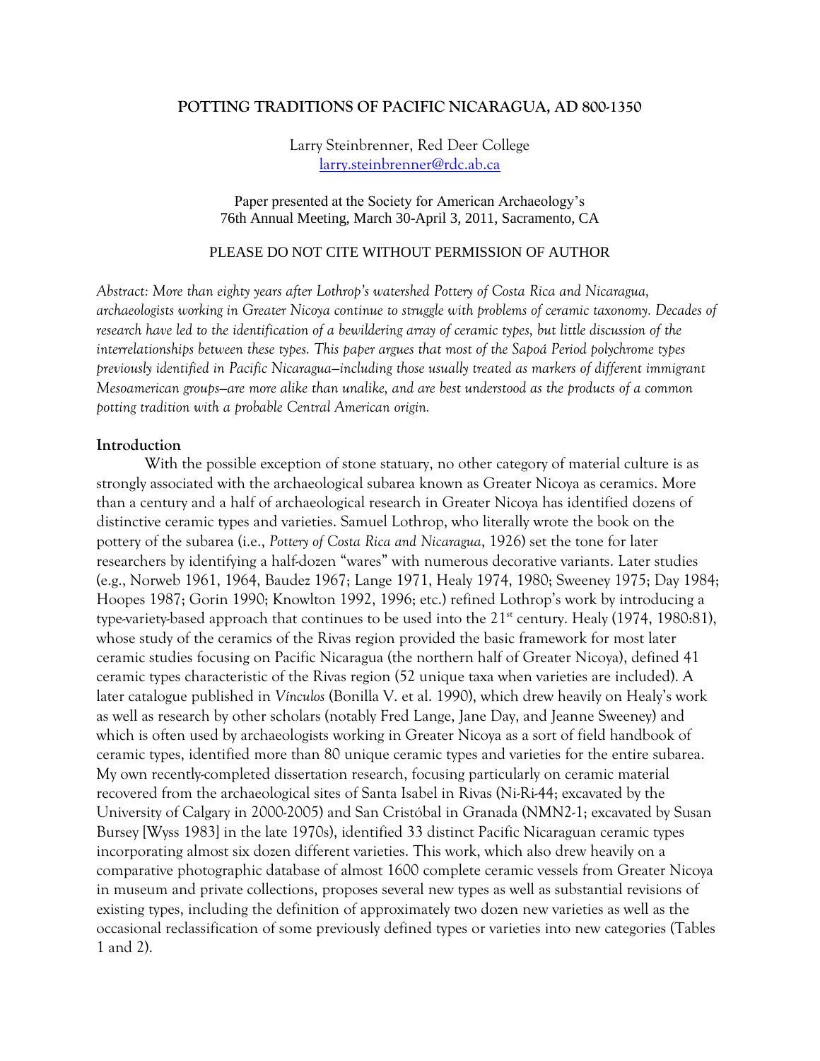# POTTING TRADITIONS OF PACIFIC NICARAGUA, AD 800-1350

Larry Steinbrenner, Red Deer College
larry.steinbrenner@rdc.ab.ca

Paper presented at the Society for American Archaeology's 76th Annual Meeting, March 30-April 3, 2011, Sacramento, CA

PLEASE DO NOT CITE WITHOUT PERMISSION OF AUTHOR

*Abstract: More than eighty years after Lothrop's watershed Pottery of Costa Rica and Nicaragua, archaeologists working in Greater Nicoya continue to struggle with problems of ceramic taxonomy. Decades of research have led to the identification of a bewildering array of ceramic types, but little discussion of the interrelationships between these types. This paper argues that most of the Sapoá Period polychrome types previously identified in Pacific Nicaragua—including those usually treated as markers of different immigrant Mesoamerican groups—are more alike than unalike, and are best understood as the products of a common potting tradition with a probable Central American origin.*

## Introduction

With the possible exception of stone statuary, no other category of material culture is as strongly associated with the archaeological subarea known as Greater Nicoya as ceramics. More than a century and a half of archaeological research in Greater Nicoya has identified dozens of distinctive ceramic types and varieties. Samuel Lothrop, who literally wrote the book on the pottery of the subarea (i.e., *Pottery of Costa Rica and Nicaragua*, 1926) set the tone for later researchers by identifying a half-dozen "wares" with numerous decorative variants. Later studies (e.g., Norweb 1961, 1964, Baudez 1967; Lange 1971, Healy 1974, 1980; Sweeney 1975; Day 1984; Hoopes 1987; Gorin 1990; Knowlton 1992, 1996; etc.) refined Lothrop's work by introducing a type-variety-based approach that continues to be used into the 21st century. Healy (1974, 1980:81), whose study of the ceramics of the Rivas region provided the basic framework for most later ceramic studies focusing on Pacific Nicaragua (the northern half of Greater Nicoya), defined 41 ceramic types characteristic of the Rivas region (52 unique taxa when varieties are included). A later catalogue published in *Vínculos* (Bonilla V. et al. 1990), which drew heavily on Healy's work as well as research by other scholars (notably Fred Lange, Jane Day, and Jeanne Sweeney) and which is often used by archaeologists working in Greater Nicoya as a sort of field handbook of ceramic types, identified more than 80 unique ceramic types and varieties for the entire subarea. My own recently-completed dissertation research, focusing particularly on ceramic material recovered from the archaeological sites of Santa Isabel in Rivas (Ni-Ri-44; excavated by the University of Calgary in 2000-2005) and San Cristóbal in Granada (NMN2-1; excavated by Susan Bursey [Wyss 1983] in the late 1970s), identified 33 distinct Pacific Nicaraguan ceramic types incorporating almost six dozen different varieties. This work, which also drew heavily on a comparative photographic database of almost 1600 complete ceramic vessels from Greater Nicoya in museum and private collections, proposes several new types as well as substantial revisions of existing types, including the definition of approximately two dozen new varieties as well as the occasional reclassification of some previously defined types or varieties into new categories (Tables 1 and 2).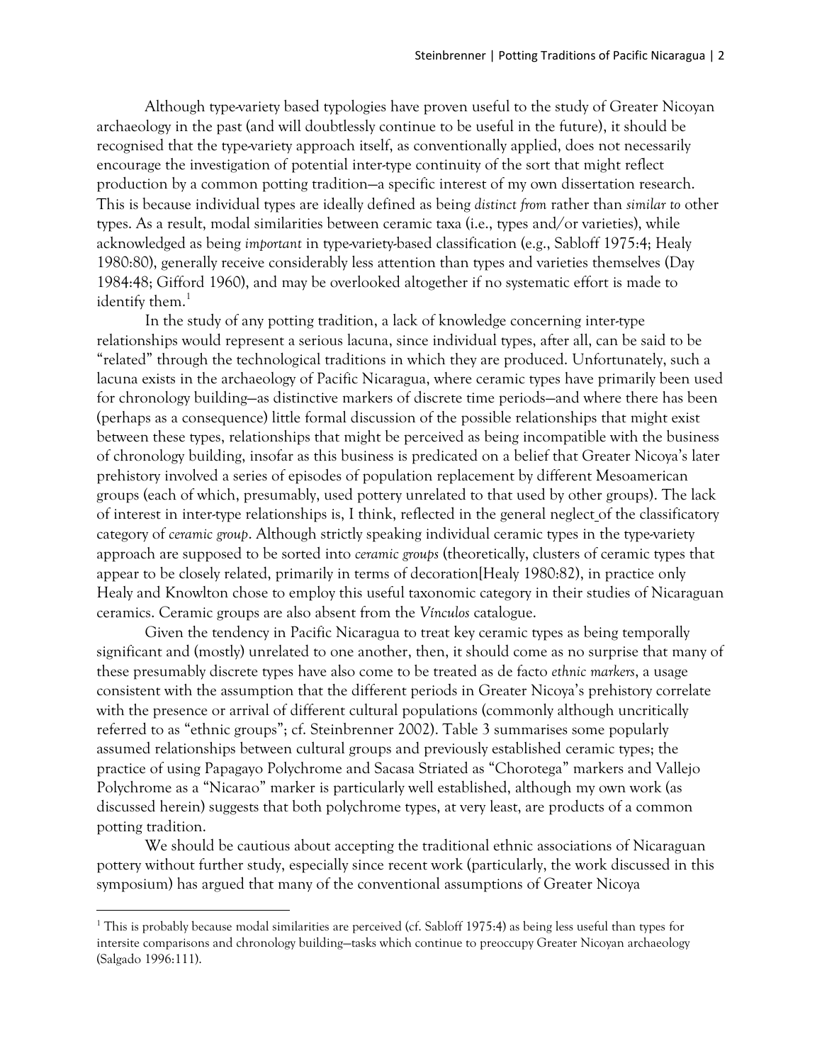Although type-variety based typologies have proven useful to the study of Greater Nicoyan archaeology in the past (and will doubtlessly continue to be useful in the future), it should be recognised that the type-variety approach itself, as conventionally applied, does not necessarily encourage the investigation of potential inter-type continuity of the sort that might reflect production by a common potting tradition—a specific interest of my own dissertation research. This is because individual types are ideally defined as being *distinct from* rather than *similar to* other types. As a result, modal similarities between ceramic taxa (i.e., types and/or varieties), while acknowledged as being *important* in type-variety-based classification (e.g., Sabloff 1975:4; Healy 1980:80), generally receive considerably less attention than types and varieties themselves (Day 1984:48; Gifford 1960), and may be overlooked altogether if no systematic effort is made to identify them.[1]

In the study of any potting tradition, a lack of knowledge concerning inter-type relationships would represent a serious lacuna, since individual types, after all, can be said to be "related" through the technological traditions in which they are produced. Unfortunately, such a lacuna exists in the archaeology of Pacific Nicaragua, where ceramic types have primarily been used for chronology building—as distinctive markers of discrete time periods—and where there has been (perhaps as a consequence) little formal discussion of the possible relationships that might exist between these types, relationships that might be perceived as being incompatible with the business of chronology building, insofar as this business is predicated on a belief that Greater Nicoya's later prehistory involved a series of episodes of population replacement by different Mesoamerican groups (each of which, presumably, used pottery unrelated to that used by other groups). The lack of interest in inter-type relationships is, I think, reflected in the general neglect of the classificatory category of *ceramic group*. Although strictly speaking individual ceramic types in the type-variety approach are supposed to be sorted into *ceramic groups* (theoretically, clusters of ceramic types that appear to be closely related, primarily in terms of decoration[Healy 1980:82), in practice only Healy and Knowlton chose to employ this useful taxonomic category in their studies of Nicaraguan ceramics. Ceramic groups are also absent from the *Vínculos* catalogue.

Given the tendency in Pacific Nicaragua to treat key ceramic types as being temporally significant and (mostly) unrelated to one another, then, it should come as no surprise that many of these presumably discrete types have also come to be treated as de facto *ethnic markers*, a usage consistent with the assumption that the different periods in Greater Nicoya's prehistory correlate with the presence or arrival of different cultural populations (commonly although uncritically referred to as "ethnic groups"; cf. Steinbrenner 2002). Table 3 summarises some popularly assumed relationships between cultural groups and previously established ceramic types; the practice of using Papagayo Polychrome and Sacasa Striated as "Chorotega" markers and Vallejo Polychrome as a "Nicarao" marker is particularly well established, although my own work (as discussed herein) suggests that both polychrome types, at very least, are products of a common potting tradition.

We should be cautious about accepting the traditional ethnic associations of Nicaraguan pottery without further study, especially since recent work (particularly, the work discussed in this symposium) has argued that many of the conventional assumptions of Greater Nicoya

[1] This is probably because modal similarities are perceived (cf. Sabloff 1975:4) as being less useful than types for intersite comparisons and chronology building—tasks which continue to preoccupy Greater Nicoyan archaeology (Salgado 1996:111).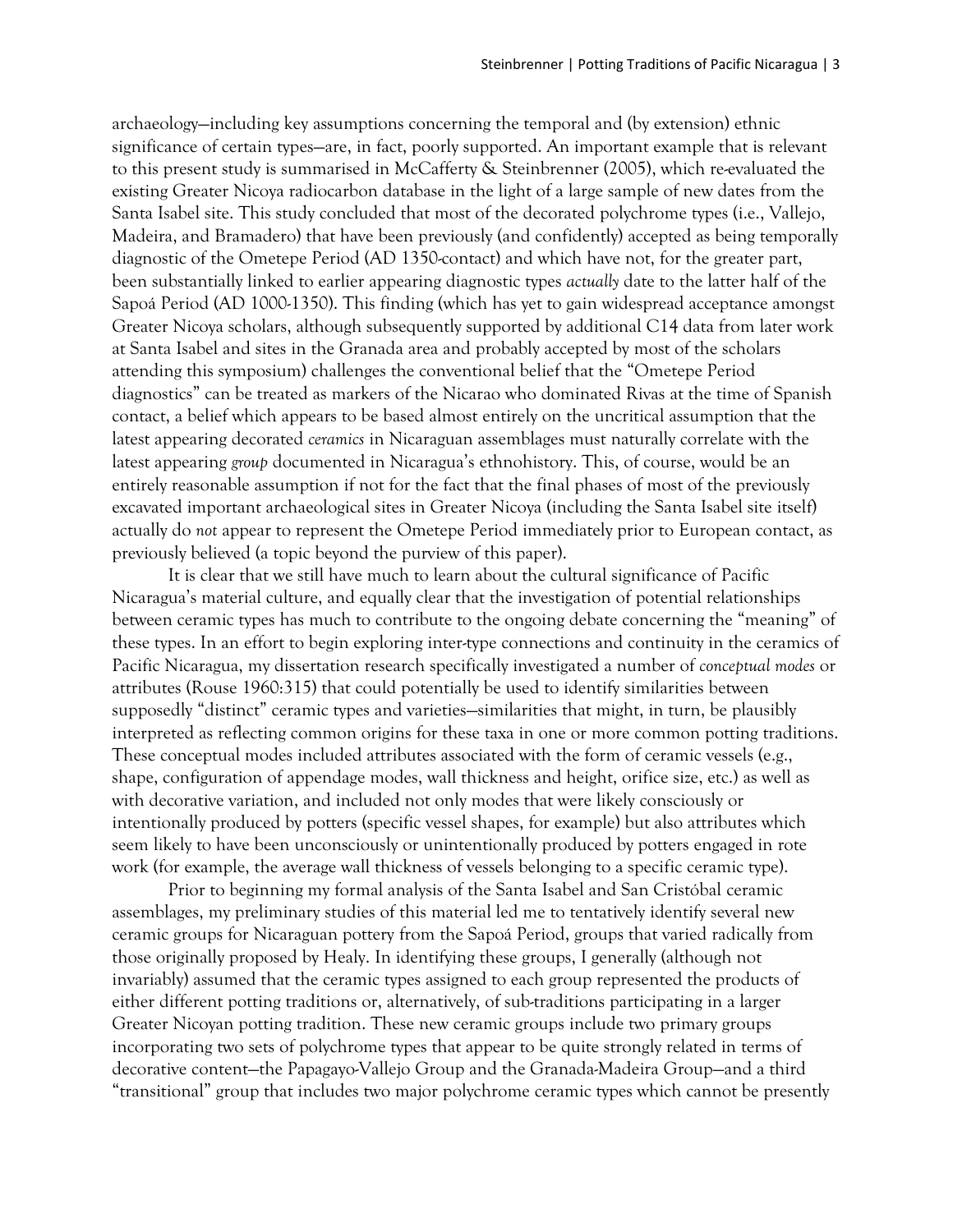archaeology—including key assumptions concerning the temporal and (by extension) ethnic significance of certain types—are, in fact, poorly supported. An important example that is relevant to this present study is summarised in McCafferty & Steinbrenner (2005), which re-evaluated the existing Greater Nicoya radiocarbon database in the light of a large sample of new dates from the Santa Isabel site. This study concluded that most of the decorated polychrome types (i.e., Vallejo, Madeira, and Bramadero) that have been previously (and confidently) accepted as being temporally diagnostic of the Ometepe Period (AD 1350-contact) and which have not, for the greater part, been substantially linked to earlier appearing diagnostic types *actually* date to the latter half of the Sapoá Period (AD 1000-1350). This finding (which has yet to gain widespread acceptance amongst Greater Nicoya scholars, although subsequently supported by additional C14 data from later work at Santa Isabel and sites in the Granada area and probably accepted by most of the scholars attending this symposium) challenges the conventional belief that the "Ometepe Period diagnostics" can be treated as markers of the Nicarao who dominated Rivas at the time of Spanish contact, a belief which appears to be based almost entirely on the uncritical assumption that the latest appearing decorated *ceramics* in Nicaraguan assemblages must naturally correlate with the latest appearing *group* documented in Nicaragua's ethnohistory. This, of course, would be an entirely reasonable assumption if not for the fact that the final phases of most of the previously excavated important archaeological sites in Greater Nicoya (including the Santa Isabel site itself) actually do *not* appear to represent the Ometepe Period immediately prior to European contact, as previously believed (a topic beyond the purview of this paper).

It is clear that we still have much to learn about the cultural significance of Pacific Nicaragua's material culture, and equally clear that the investigation of potential relationships between ceramic types has much to contribute to the ongoing debate concerning the "meaning" of these types. In an effort to begin exploring inter-type connections and continuity in the ceramics of Pacific Nicaragua, my dissertation research specifically investigated a number of *conceptual modes* or attributes (Rouse 1960:315) that could potentially be used to identify similarities between supposedly "distinct" ceramic types and varieties—similarities that might, in turn, be plausibly interpreted as reflecting common origins for these taxa in one or more common potting traditions. These conceptual modes included attributes associated with the form of ceramic vessels (e.g., shape, configuration of appendage modes, wall thickness and height, orifice size, etc.) as well as with decorative variation, and included not only modes that were likely consciously or intentionally produced by potters (specific vessel shapes, for example) but also attributes which seem likely to have been unconsciously or unintentionally produced by potters engaged in rote work (for example, the average wall thickness of vessels belonging to a specific ceramic type).

Prior to beginning my formal analysis of the Santa Isabel and San Cristóbal ceramic assemblages, my preliminary studies of this material led me to tentatively identify several new ceramic groups for Nicaraguan pottery from the Sapoá Period, groups that varied radically from those originally proposed by Healy. In identifying these groups, I generally (although not invariably) assumed that the ceramic types assigned to each group represented the products of either different potting traditions or, alternatively, of sub-traditions participating in a larger Greater Nicoyan potting tradition. These new ceramic groups include two primary groups incorporating two sets of polychrome types that appear to be quite strongly related in terms of decorative content—the Papagayo-Vallejo Group and the Granada-Madeira Group—and a third "transitional" group that includes two major polychrome ceramic types which cannot be presently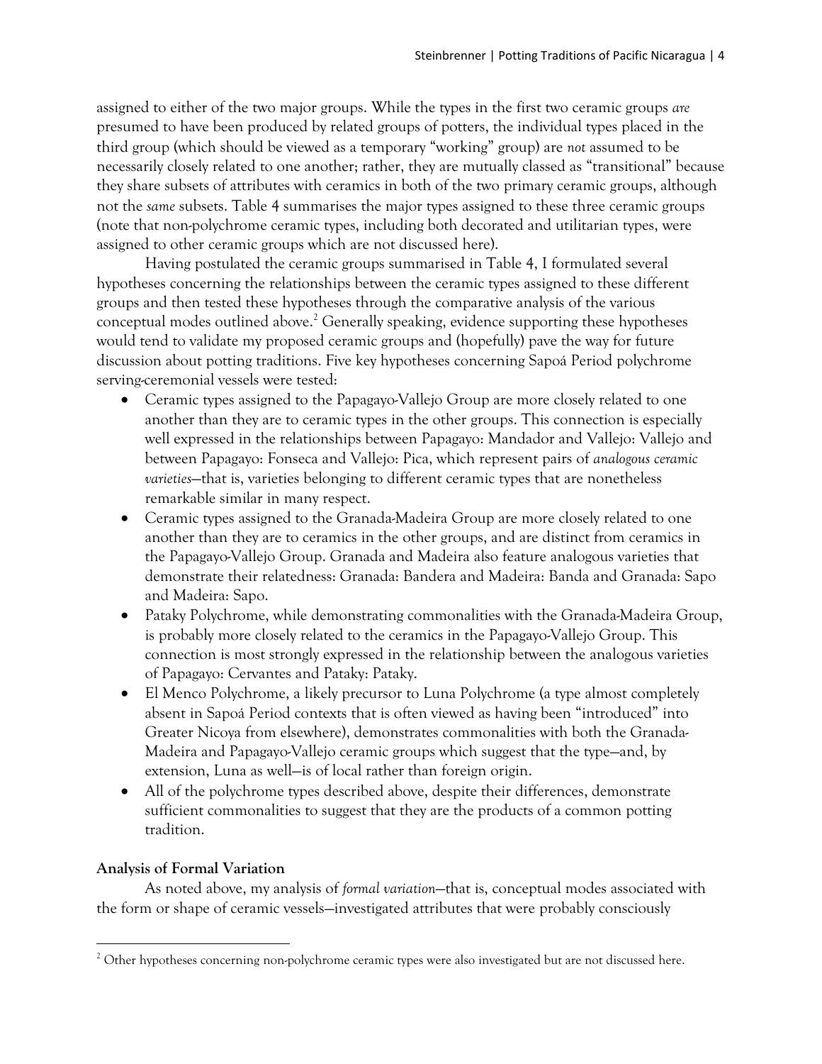assigned to either of the two major groups. While the types in the first two ceramic groups *are* presumed to have been produced by related groups of potters, the individual types placed in the third group (which should be viewed as a temporary "working" group) are *not* assumed to be necessarily closely related to one another; rather, they are mutually classed as "transitional" because they share subsets of attributes with ceramics in both of the two primary ceramic groups, although not the *same* subsets. Table 4 summarises the major types assigned to these three ceramic groups (note that non-polychrome ceramic types, including both decorated and utilitarian types, were assigned to other ceramic groups which are not discussed here).

Having postulated the ceramic groups summarised in Table 4, I formulated several hypotheses concerning the relationships between the ceramic types assigned to these different groups and then tested these hypotheses through the comparative analysis of the various conceptual modes outlined above.[2] Generally speaking, evidence supporting these hypotheses would tend to validate my proposed ceramic groups and (hopefully) pave the way for future discussion about potting traditions. Five key hypotheses concerning Sapoá Period polychrome serving-ceremonial vessels were tested:

- Ceramic types assigned to the Papagayo-Vallejo Group are more closely related to one another than they are to ceramic types in the other groups. This connection is especially well expressed in the relationships between Papagayo: Mandador and Vallejo: Vallejo and between Papagayo: Fonseca and Vallejo: Pica, which represent pairs of *analogous ceramic varieties*—that is, varieties belonging to different ceramic types that are nonetheless remarkable similar in many respect.
- Ceramic types assigned to the Granada-Madeira Group are more closely related to one another than they are to ceramics in the other groups, and are distinct from ceramics in the Papagayo-Vallejo Group. Granada and Madeira also feature analogous varieties that demonstrate their relatedness: Granada: Bandera and Madeira: Banda and Granada: Sapo and Madeira: Sapo.
- Pataky Polychrome, while demonstrating commonalities with the Granada-Madeira Group, is probably more closely related to the ceramics in the Papagayo-Vallejo Group. This connection is most strongly expressed in the relationship between the analogous varieties of Papagayo: Cervantes and Pataky: Pataky.
- El Menco Polychrome, a likely precursor to Luna Polychrome (a type almost completely absent in Sapoá Period contexts that is often viewed as having been "introduced" into Greater Nicoya from elsewhere), demonstrates commonalities with both the Granada-Madeira and Papagayo-Vallejo ceramic groups which suggest that the type—and, by extension, Luna as well—is of local rather than foreign origin.
- All of the polychrome types described above, despite their differences, demonstrate sufficient commonalities to suggest that they are the products of a common potting tradition.

### Analysis of Formal Variation

As noted above, my analysis of *formal variation*—that is, conceptual modes associated with the form or shape of ceramic vessels—investigated attributes that were probably consciously

[2] Other hypotheses concerning non-polychrome ceramic types were also investigated but are not discussed here.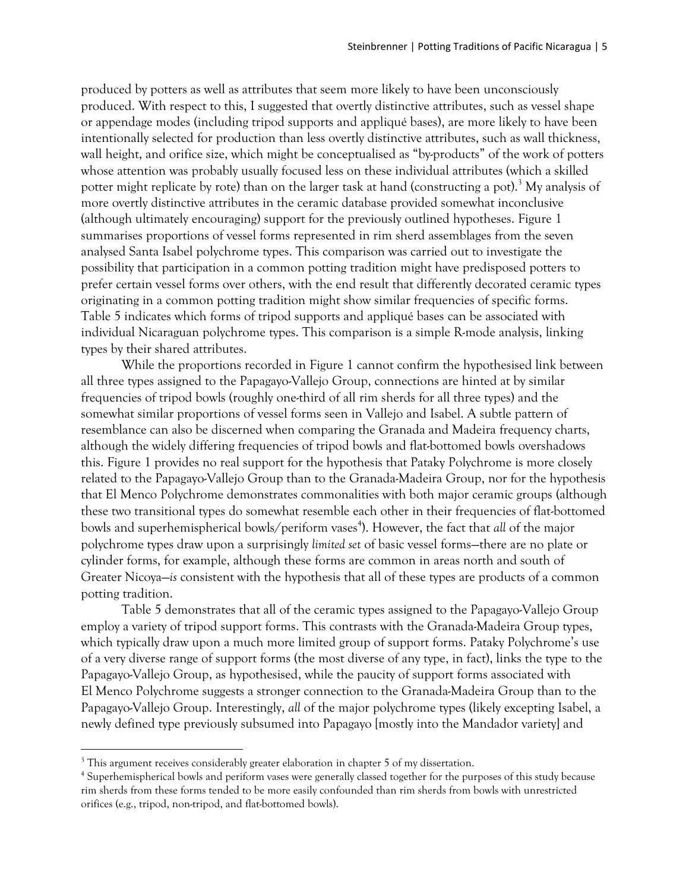produced by potters as well as attributes that seem more likely to have been unconsciously produced. With respect to this, I suggested that overtly distinctive attributes, such as vessel shape or appendage modes (including tripod supports and appliqué bases), are more likely to have been intentionally selected for production than less overtly distinctive attributes, such as wall thickness, wall height, and orifice size, which might be conceptualised as "by-products" of the work of potters whose attention was probably usually focused less on these individual attributes (which a skilled potter might replicate by rote) than on the larger task at hand (constructing a pot).[3] My analysis of more overtly distinctive attributes in the ceramic database provided somewhat inconclusive (although ultimately encouraging) support for the previously outlined hypotheses. Figure 1 summarises proportions of vessel forms represented in rim sherd assemblages from the seven analysed Santa Isabel polychrome types. This comparison was carried out to investigate the possibility that participation in a common potting tradition might have predisposed potters to prefer certain vessel forms over others, with the end result that differently decorated ceramic types originating in a common potting tradition might show similar frequencies of specific forms. Table 5 indicates which forms of tripod supports and appliqué bases can be associated with individual Nicaraguan polychrome types. This comparison is a simple R-mode analysis, linking types by their shared attributes.

While the proportions recorded in Figure 1 cannot confirm the hypothesised link between all three types assigned to the Papagayo-Vallejo Group, connections are hinted at by similar frequencies of tripod bowls (roughly one-third of all rim sherds for all three types) and the somewhat similar proportions of vessel forms seen in Vallejo and Isabel. A subtle pattern of resemblance can also be discerned when comparing the Granada and Madeira frequency charts, although the widely differing frequencies of tripod bowls and flat-bottomed bowls overshadows this. Figure 1 provides no real support for the hypothesis that Pataky Polychrome is more closely related to the Papagayo-Vallejo Group than to the Granada-Madeira Group, nor for the hypothesis that El Menco Polychrome demonstrates commonalities with both major ceramic groups (although these two transitional types do somewhat resemble each other in their frequencies of flat-bottomed bowls and superhemispherical bowls/periform vases[4]). However, the fact that *all* of the major polychrome types draw upon a surprisingly *limited set* of basic vessel forms—there are no plate or cylinder forms, for example, although these forms are common in areas north and south of Greater Nicoya—*is* consistent with the hypothesis that all of these types are products of a common potting tradition.

Table 5 demonstrates that all of the ceramic types assigned to the Papagayo-Vallejo Group employ a variety of tripod support forms. This contrasts with the Granada-Madeira Group types, which typically draw upon a much more limited group of support forms. Pataky Polychrome's use of a very diverse range of support forms (the most diverse of any type, in fact), links the type to the Papagayo-Vallejo Group, as hypothesised, while the paucity of support forms associated with El Menco Polychrome suggests a stronger connection to the Granada-Madeira Group than to the Papagayo-Vallejo Group. Interestingly, *all* of the major polychrome types (likely excepting Isabel, a newly defined type previously subsumed into Papagayo [mostly into the Mandador variety] and

[3] This argument receives considerably greater elaboration in chapter 5 of my dissertation.

[4] Superhemispherical bowls and periform vases were generally classed together for the purposes of this study because rim sherds from these forms tended to be more easily confounded than rim sherds from bowls with unrestricted orifices (e.g., tripod, non-tripod, and flat-bottomed bowls).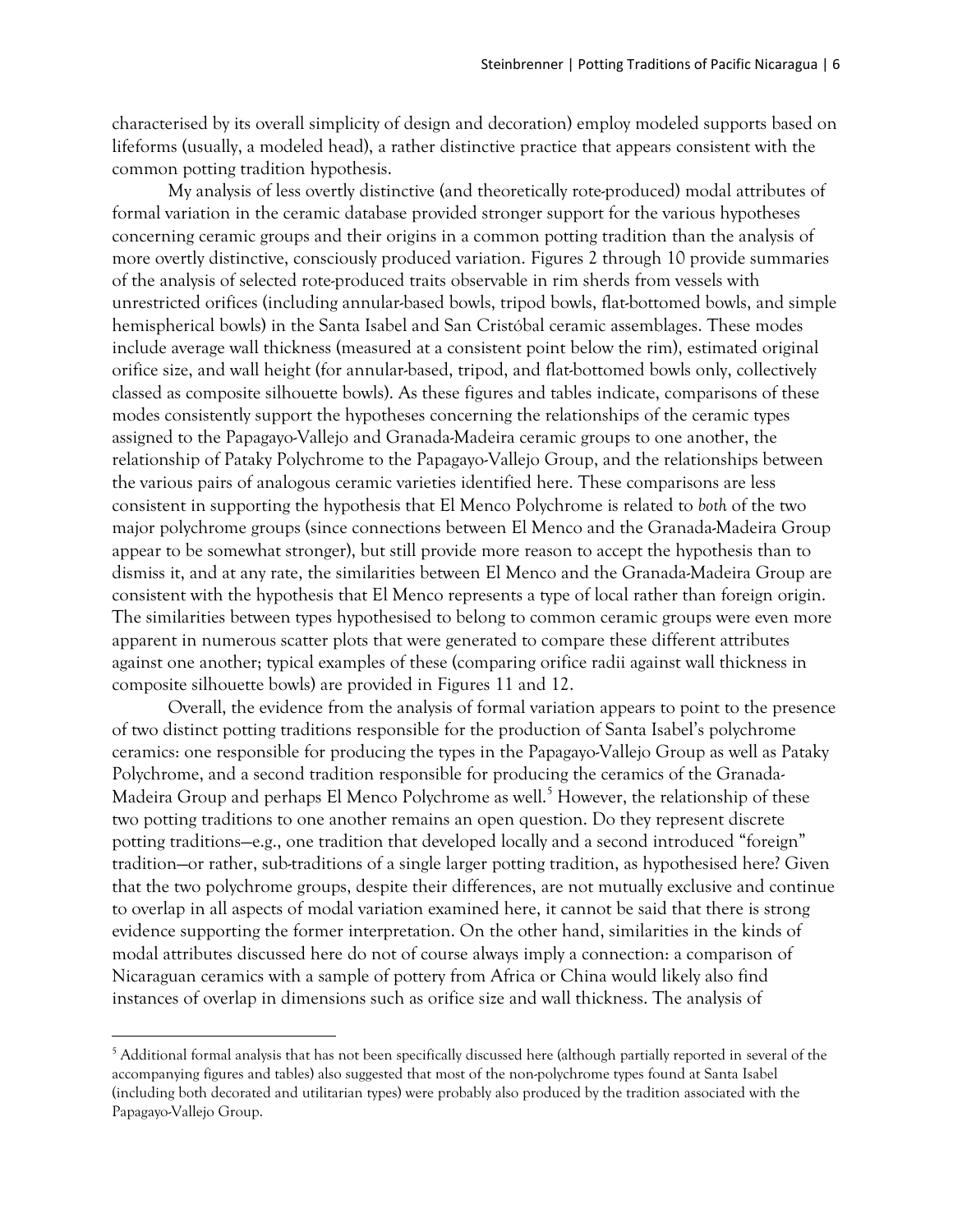characterised by its overall simplicity of design and decoration) employ modeled supports based on lifeforms (usually, a modeled head), a rather distinctive practice that appears consistent with the common potting tradition hypothesis.

My analysis of less overtly distinctive (and theoretically rote-produced) modal attributes of formal variation in the ceramic database provided stronger support for the various hypotheses concerning ceramic groups and their origins in a common potting tradition than the analysis of more overtly distinctive, consciously produced variation. Figures 2 through 10 provide summaries of the analysis of selected rote-produced traits observable in rim sherds from vessels with unrestricted orifices (including annular-based bowls, tripod bowls, flat-bottomed bowls, and simple hemispherical bowls) in the Santa Isabel and San Cristóbal ceramic assemblages. These modes include average wall thickness (measured at a consistent point below the rim), estimated original orifice size, and wall height (for annular-based, tripod, and flat-bottomed bowls only, collectively classed as composite silhouette bowls). As these figures and tables indicate, comparisons of these modes consistently support the hypotheses concerning the relationships of the ceramic types assigned to the Papagayo-Vallejo and Granada-Madeira ceramic groups to one another, the relationship of Pataky Polychrome to the Papagayo-Vallejo Group, and the relationships between the various pairs of analogous ceramic varieties identified here. These comparisons are less consistent in supporting the hypothesis that El Menco Polychrome is related to *both* of the two major polychrome groups (since connections between El Menco and the Granada-Madeira Group appear to be somewhat stronger), but still provide more reason to accept the hypothesis than to dismiss it, and at any rate, the similarities between El Menco and the Granada-Madeira Group are consistent with the hypothesis that El Menco represents a type of local rather than foreign origin. The similarities between types hypothesised to belong to common ceramic groups were even more apparent in numerous scatter plots that were generated to compare these different attributes against one another; typical examples of these (comparing orifice radii against wall thickness in composite silhouette bowls) are provided in Figures 11 and 12.

Overall, the evidence from the analysis of formal variation appears to point to the presence of two distinct potting traditions responsible for the production of Santa Isabel's polychrome ceramics: one responsible for producing the types in the Papagayo-Vallejo Group as well as Pataky Polychrome, and a second tradition responsible for producing the ceramics of the Granada-Madeira Group and perhaps El Menco Polychrome as well.[5] However, the relationship of these two potting traditions to one another remains an open question. Do they represent discrete potting traditions—e.g., one tradition that developed locally and a second introduced "foreign" tradition—or rather, sub-traditions of a single larger potting tradition, as hypothesised here? Given that the two polychrome groups, despite their differences, are not mutually exclusive and continue to overlap in all aspects of modal variation examined here, it cannot be said that there is strong evidence supporting the former interpretation. On the other hand, similarities in the kinds of modal attributes discussed here do not of course always imply a connection: a comparison of Nicaraguan ceramics with a sample of pottery from Africa or China would likely also find instances of overlap in dimensions such as orifice size and wall thickness. The analysis of

[5] Additional formal analysis that has not been specifically discussed here (although partially reported in several of the accompanying figures and tables) also suggested that most of the non-polychrome types found at Santa Isabel (including both decorated and utilitarian types) were probably also produced by the tradition associated with the Papagayo-Vallejo Group.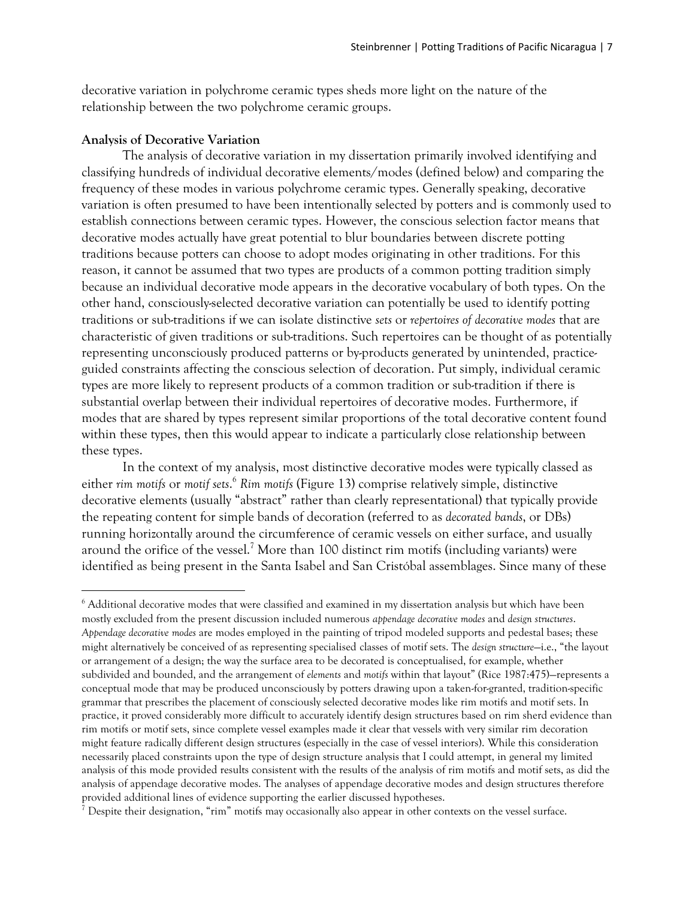decorative variation in polychrome ceramic types sheds more light on the nature of the relationship between the two polychrome ceramic groups.

**Analysis of Decorative Variation**

The analysis of decorative variation in my dissertation primarily involved identifying and classifying hundreds of individual decorative elements/modes (defined below) and comparing the frequency of these modes in various polychrome ceramic types. Generally speaking, decorative variation is often presumed to have been intentionally selected by potters and is commonly used to establish connections between ceramic types. However, the conscious selection factor means that decorative modes actually have great potential to blur boundaries between discrete potting traditions because potters can choose to adopt modes originating in other traditions. For this reason, it cannot be assumed that two types are products of a common potting tradition simply because an individual decorative mode appears in the decorative vocabulary of both types. On the other hand, consciously-selected decorative variation can potentially be used to identify potting traditions or sub-traditions if we can isolate distinctive *sets* or *repertoires of decorative modes* that are characteristic of given traditions or sub-traditions. Such repertoires can be thought of as potentially representing unconsciously produced patterns or by-products generated by unintended, practice-guided constraints affecting the conscious selection of decoration. Put simply, individual ceramic types are more likely to represent products of a common tradition or sub-tradition if there is substantial overlap between their individual repertoires of decorative modes. Furthermore, if modes that are shared by types represent similar proportions of the total decorative content found within these types, then this would appear to indicate a particularly close relationship between these types.

In the context of my analysis, most distinctive decorative modes were typically classed as either *rim motifs* or *motif sets*.[6] *Rim motifs* (Figure 13) comprise relatively simple, distinctive decorative elements (usually "abstract" rather than clearly representational) that typically provide the repeating content for simple bands of decoration (referred to as *decorated bands*, or DBs) running horizontally around the circumference of ceramic vessels on either surface, and usually around the orifice of the vessel.[7] More than 100 distinct rim motifs (including variants) were identified as being present in the Santa Isabel and San Cristóbal assemblages. Since many of these

---

[6] Additional decorative modes that were classified and examined in my dissertation analysis but which have been mostly excluded from the present discussion included numerous *appendage decorative modes* and *design structures*. *Appendage decorative modes* are modes employed in the painting of tripod modeled supports and pedestal bases; these might alternatively be conceived of as representing specialised classes of motif sets. The *design structure*—i.e., "the layout or arrangement of a design; the way the surface area to be decorated is conceptualised, for example, whether subdivided and bounded, and the arrangement of *elements* and *motifs* within that layout" (Rice 1987:475)—represents a conceptual mode that may be produced unconsciously by potters drawing upon a taken-for-granted, tradition-specific grammar that prescribes the placement of consciously selected decorative modes like rim motifs and motif sets. In practice, it proved considerably more difficult to accurately identify design structures based on rim sherd evidence than rim motifs or motif sets, since complete vessel examples made it clear that vessels with very similar rim decoration might feature radically different design structures (especially in the case of vessel interiors). While this consideration necessarily placed constraints upon the type of design structure analysis that I could attempt, in general my limited analysis of this mode provided results consistent with the results of the analysis of rim motifs and motif sets, as did the analysis of appendage decorative modes. The analyses of appendage decorative modes and design structures therefore provided additional lines of evidence supporting the earlier discussed hypotheses.

[7] Despite their designation, "rim" motifs may occasionally also appear in other contexts on the vessel surface.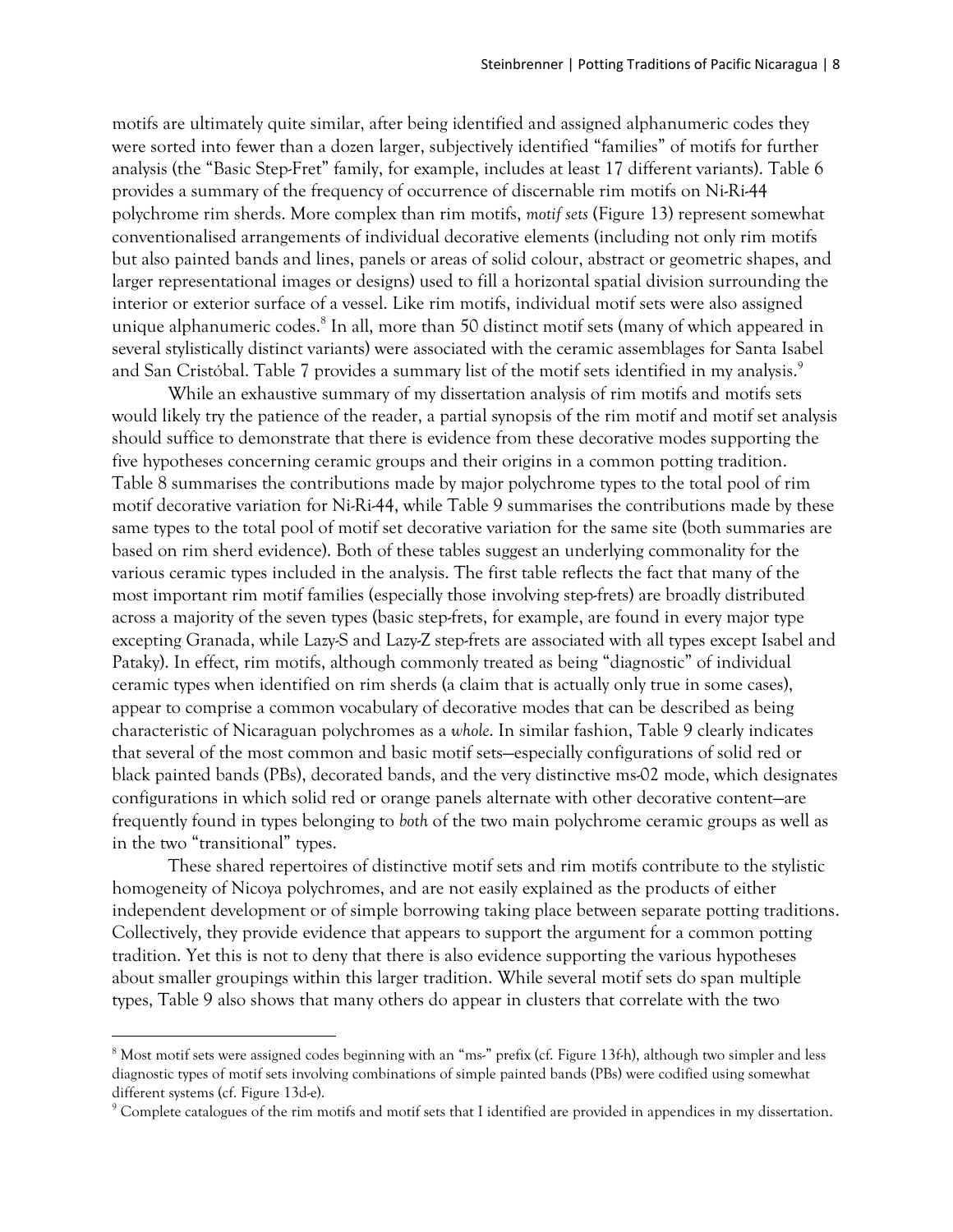motifs are ultimately quite similar, after being identified and assigned alphanumeric codes they were sorted into fewer than a dozen larger, subjectively identified "families" of motifs for further analysis (the "Basic Step-Fret" family, for example, includes at least 17 different variants). Table 6 provides a summary of the frequency of occurrence of discernable rim motifs on Ni-Ri-44 polychrome rim sherds. More complex than rim motifs, *motif sets* (Figure 13) represent somewhat conventionalised arrangements of individual decorative elements (including not only rim motifs but also painted bands and lines, panels or areas of solid colour, abstract or geometric shapes, and larger representational images or designs) used to fill a horizontal spatial division surrounding the interior or exterior surface of a vessel. Like rim motifs, individual motif sets were also assigned unique alphanumeric codes.[8] In all, more than 50 distinct motif sets (many of which appeared in several stylistically distinct variants) were associated with the ceramic assemblages for Santa Isabel and San Cristóbal. Table 7 provides a summary list of the motif sets identified in my analysis.[9]

While an exhaustive summary of my dissertation analysis of rim motifs and motifs sets would likely try the patience of the reader, a partial synopsis of the rim motif and motif set analysis should suffice to demonstrate that there is evidence from these decorative modes supporting the five hypotheses concerning ceramic groups and their origins in a common potting tradition. Table 8 summarises the contributions made by major polychrome types to the total pool of rim motif decorative variation for Ni-Ri-44, while Table 9 summarises the contributions made by these same types to the total pool of motif set decorative variation for the same site (both summaries are based on rim sherd evidence). Both of these tables suggest an underlying commonality for the various ceramic types included in the analysis. The first table reflects the fact that many of the most important rim motif families (especially those involving step-frets) are broadly distributed across a majority of the seven types (basic step-frets, for example, are found in every major type excepting Granada, while Lazy-S and Lazy-Z step-frets are associated with all types except Isabel and Pataky). In effect, rim motifs, although commonly treated as being "diagnostic" of individual ceramic types when identified on rim sherds (a claim that is actually only true in some cases), appear to comprise a common vocabulary of decorative modes that can be described as being characteristic of Nicaraguan polychromes as a *whole*. In similar fashion, Table 9 clearly indicates that several of the most common and basic motif sets—especially configurations of solid red or black painted bands (PBs), decorated bands, and the very distinctive ms-02 mode, which designates configurations in which solid red or orange panels alternate with other decorative content—are frequently found in types belonging to *both* of the two main polychrome ceramic groups as well as in the two "transitional" types.

These shared repertoires of distinctive motif sets and rim motifs contribute to the stylistic homogeneity of Nicoya polychromes, and are not easily explained as the products of either independent development or of simple borrowing taking place between separate potting traditions. Collectively, they provide evidence that appears to support the argument for a common potting tradition. Yet this is not to deny that there is also evidence supporting the various hypotheses about smaller groupings within this larger tradition. While several motif sets do span multiple types, Table 9 also shows that many others do appear in clusters that correlate with the two

[8] Most motif sets were assigned codes beginning with an "ms-" prefix (cf. Figure 13f-h), although two simpler and less diagnostic types of motif sets involving combinations of simple painted bands (PBs) were codified using somewhat different systems (cf. Figure 13d-e).

[9] Complete catalogues of the rim motifs and motif sets that I identified are provided in appendices in my dissertation.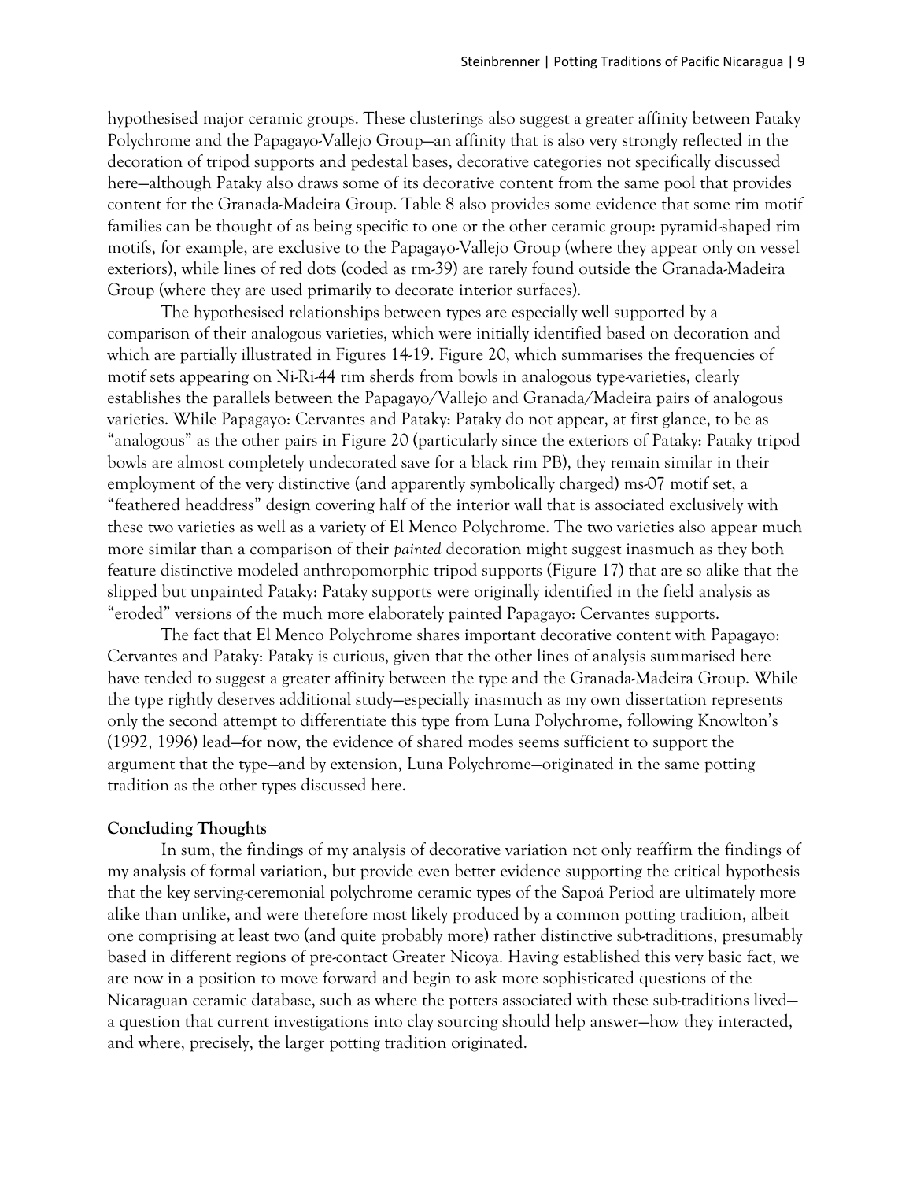hypothesised major ceramic groups. These clusterings also suggest a greater affinity between Pataky Polychrome and the Papagayo-Vallejo Group—an affinity that is also very strongly reflected in the decoration of tripod supports and pedestal bases, decorative categories not specifically discussed here—although Pataky also draws some of its decorative content from the same pool that provides content for the Granada-Madeira Group. Table 8 also provides some evidence that some rim motif families can be thought of as being specific to one or the other ceramic group: pyramid-shaped rim motifs, for example, are exclusive to the Papagayo-Vallejo Group (where they appear only on vessel exteriors), while lines of red dots (coded as rm-39) are rarely found outside the Granada-Madeira Group (where they are used primarily to decorate interior surfaces).

The hypothesised relationships between types are especially well supported by a comparison of their analogous varieties, which were initially identified based on decoration and which are partially illustrated in Figures 14-19. Figure 20, which summarises the frequencies of motif sets appearing on Ni-Ri-44 rim sherds from bowls in analogous type-varieties, clearly establishes the parallels between the Papagayo/Vallejo and Granada/Madeira pairs of analogous varieties. While Papagayo: Cervantes and Pataky: Pataky do not appear, at first glance, to be as "analogous" as the other pairs in Figure 20 (particularly since the exteriors of Pataky: Pataky tripod bowls are almost completely undecorated save for a black rim PB), they remain similar in their employment of the very distinctive (and apparently symbolically charged) ms-07 motif set, a "feathered headdress" design covering half of the interior wall that is associated exclusively with these two varieties as well as a variety of El Menco Polychrome. The two varieties also appear much more similar than a comparison of their *painted* decoration might suggest inasmuch as they both feature distinctive modeled anthropomorphic tripod supports (Figure 17) that are so alike that the slipped but unpainted Pataky: Pataky supports were originally identified in the field analysis as "eroded" versions of the much more elaborately painted Papagayo: Cervantes supports.

The fact that El Menco Polychrome shares important decorative content with Papagayo: Cervantes and Pataky: Pataky is curious, given that the other lines of analysis summarised here have tended to suggest a greater affinity between the type and the Granada-Madeira Group. While the type rightly deserves additional study—especially inasmuch as my own dissertation represents only the second attempt to differentiate this type from Luna Polychrome, following Knowlton's (1992, 1996) lead—for now, the evidence of shared modes seems sufficient to support the argument that the type—and by extension, Luna Polychrome—originated in the same potting tradition as the other types discussed here.

**Concluding Thoughts**

In sum, the findings of my analysis of decorative variation not only reaffirm the findings of my analysis of formal variation, but provide even better evidence supporting the critical hypothesis that the key serving-ceremonial polychrome ceramic types of the Sapoá Period are ultimately more alike than unlike, and were therefore most likely produced by a common potting tradition, albeit one comprising at least two (and quite probably more) rather distinctive sub-traditions, presumably based in different regions of pre-contact Greater Nicoya. Having established this very basic fact, we are now in a position to move forward and begin to ask more sophisticated questions of the Nicaraguan ceramic database, such as where the potters associated with these sub-traditions lived—a question that current investigations into clay sourcing should help answer—how they interacted, and where, precisely, the larger potting tradition originated.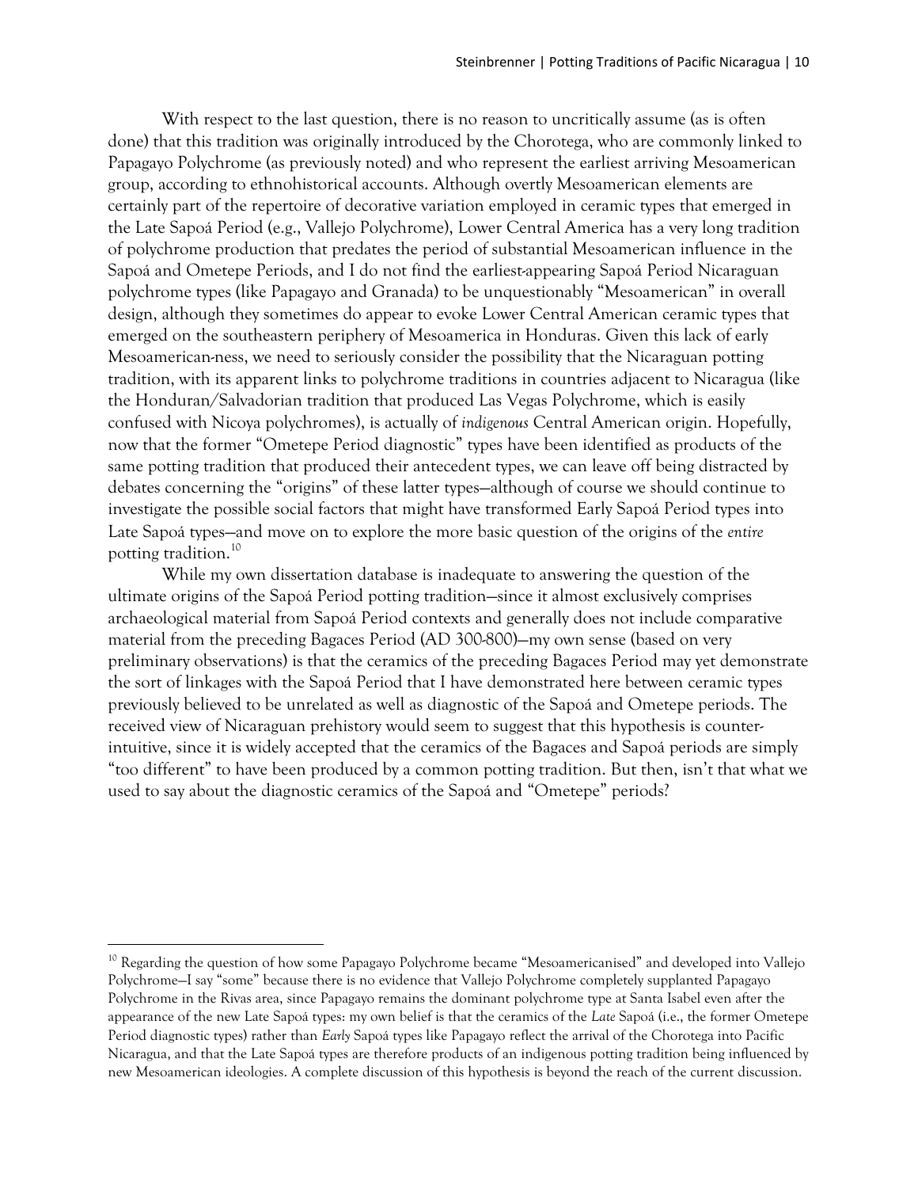With respect to the last question, there is no reason to uncritically assume (as is often done) that this tradition was originally introduced by the Chorotega, who are commonly linked to Papagayo Polychrome (as previously noted) and who represent the earliest arriving Mesoamerican group, according to ethnohistorical accounts. Although overtly Mesoamerican elements are certainly part of the repertoire of decorative variation employed in ceramic types that emerged in the Late Sapoá Period (e.g., Vallejo Polychrome), Lower Central America has a very long tradition of polychrome production that predates the period of substantial Mesoamerican influence in the Sapoá and Ometepe Periods, and I do not find the earliest-appearing Sapoá Period Nicaraguan polychrome types (like Papagayo and Granada) to be unquestionably "Mesoamerican" in overall design, although they sometimes do appear to evoke Lower Central American ceramic types that emerged on the southeastern periphery of Mesoamerica in Honduras. Given this lack of early Mesoamerican-ness, we need to seriously consider the possibility that the Nicaraguan potting tradition, with its apparent links to polychrome traditions in countries adjacent to Nicaragua (like the Honduran/Salvadorian tradition that produced Las Vegas Polychrome, which is easily confused with Nicoya polychromes), is actually of *indigenous* Central American origin. Hopefully, now that the former "Ometepe Period diagnostic" types have been identified as products of the same potting tradition that produced their antecedent types, we can leave off being distracted by debates concerning the "origins" of these latter types—although of course we should continue to investigate the possible social factors that might have transformed Early Sapoá Period types into Late Sapoá types—and move on to explore the more basic question of the origins of the *entire* potting tradition.[10]

While my own dissertation database is inadequate to answering the question of the ultimate origins of the Sapoá Period potting tradition—since it almost exclusively comprises archaeological material from Sapoá Period contexts and generally does not include comparative material from the preceding Bagaces Period (AD 300-800)—my own sense (based on very preliminary observations) is that the ceramics of the preceding Bagaces Period may yet demonstrate the sort of linkages with the Sapoá Period that I have demonstrated here between ceramic types previously believed to be unrelated as well as diagnostic of the Sapoá and Ometepe periods. The received view of Nicaraguan prehistory would seem to suggest that this hypothesis is counter-intuitive, since it is widely accepted that the ceramics of the Bagaces and Sapoá periods are simply "too different" to have been produced by a common potting tradition. But then, isn't that what we used to say about the diagnostic ceramics of the Sapoá and "Ometepe" periods?

---

[10] Regarding the question of how some Papagayo Polychrome became "Mesoamericanised" and developed into Vallejo Polychrome—I say "some" because there is no evidence that Vallejo Polychrome completely supplanted Papagayo Polychrome in the Rivas area, since Papagayo remains the dominant polychrome type at Santa Isabel even after the appearance of the new Late Sapoá types: my own belief is that the ceramics of the *Late* Sapoá (i.e., the former Ometepe Period diagnostic types) rather than *Early* Sapoá types like Papagayo reflect the arrival of the Chorotega into Pacific Nicaragua, and that the Late Sapoá types are therefore products of an indigenous potting tradition being influenced by new Mesoamerican ideologies. A complete discussion of this hypothesis is beyond the reach of the current discussion.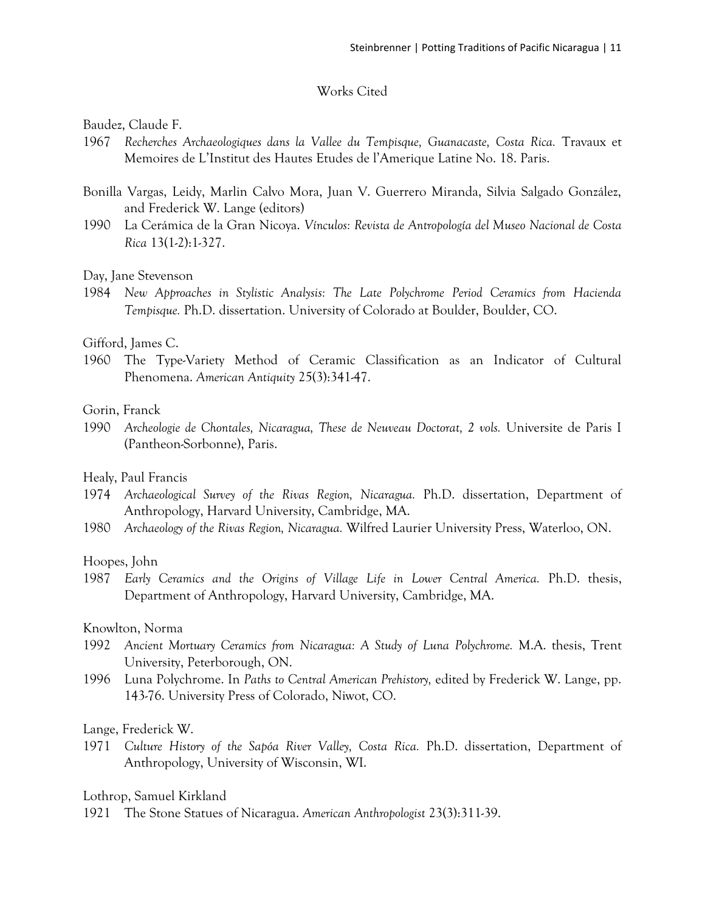## Works Cited

Baudez, Claude F.

1967 *Recherches Archaeologiques dans la Vallee du Tempisque, Guanacaste, Costa Rica.* Travaux et Memoires de L'Institut des Hautes Etudes de l'Amerique Latine No. 18. Paris.

Bonilla Vargas, Leidy, Marlin Calvo Mora, Juan V. Guerrero Miranda, Silvia Salgado González, and Frederick W. Lange (editors)

1990 La Cerámica de la Gran Nicoya. *Vínculos: Revista de Antropología del Museo Nacional de Costa Rica* 13(1-2):1-327.

Day, Jane Stevenson

1984 *New Approaches in Stylistic Analysis: The Late Polychrome Period Ceramics from Hacienda Tempisque.* Ph.D. dissertation. University of Colorado at Boulder, Boulder, CO.

Gifford, James C.

1960 The Type-Variety Method of Ceramic Classification as an Indicator of Cultural Phenomena. *American Antiquity* 25(3):341-47.

Gorin, Franck

1990 *Archeologie de Chontales, Nicaragua, These de Neuveau Doctorat, 2 vols.* Universite de Paris I (Pantheon-Sorbonne), Paris.

Healy, Paul Francis

1974 *Archaeological Survey of the Rivas Region, Nicaragua.* Ph.D. dissertation, Department of Anthropology, Harvard University, Cambridge, MA.

1980 *Archaeology of the Rivas Region, Nicaragua.* Wilfred Laurier University Press, Waterloo, ON.

Hoopes, John

1987 *Early Ceramics and the Origins of Village Life in Lower Central America.* Ph.D. thesis, Department of Anthropology, Harvard University, Cambridge, MA.

Knowlton, Norma

1992 *Ancient Mortuary Ceramics from Nicaragua: A Study of Luna Polychrome.* M.A. thesis, Trent University, Peterborough, ON.

1996 Luna Polychrome. In *Paths to Central American Prehistory,* edited by Frederick W. Lange, pp. 143-76. University Press of Colorado, Niwot, CO.

Lange, Frederick W.

1971 *Culture History of the Sapóa River Valley, Costa Rica.* Ph.D. dissertation, Department of Anthropology, University of Wisconsin, WI.

Lothrop, Samuel Kirkland

1921 The Stone Statues of Nicaragua. *American Anthropologist* 23(3):311-39.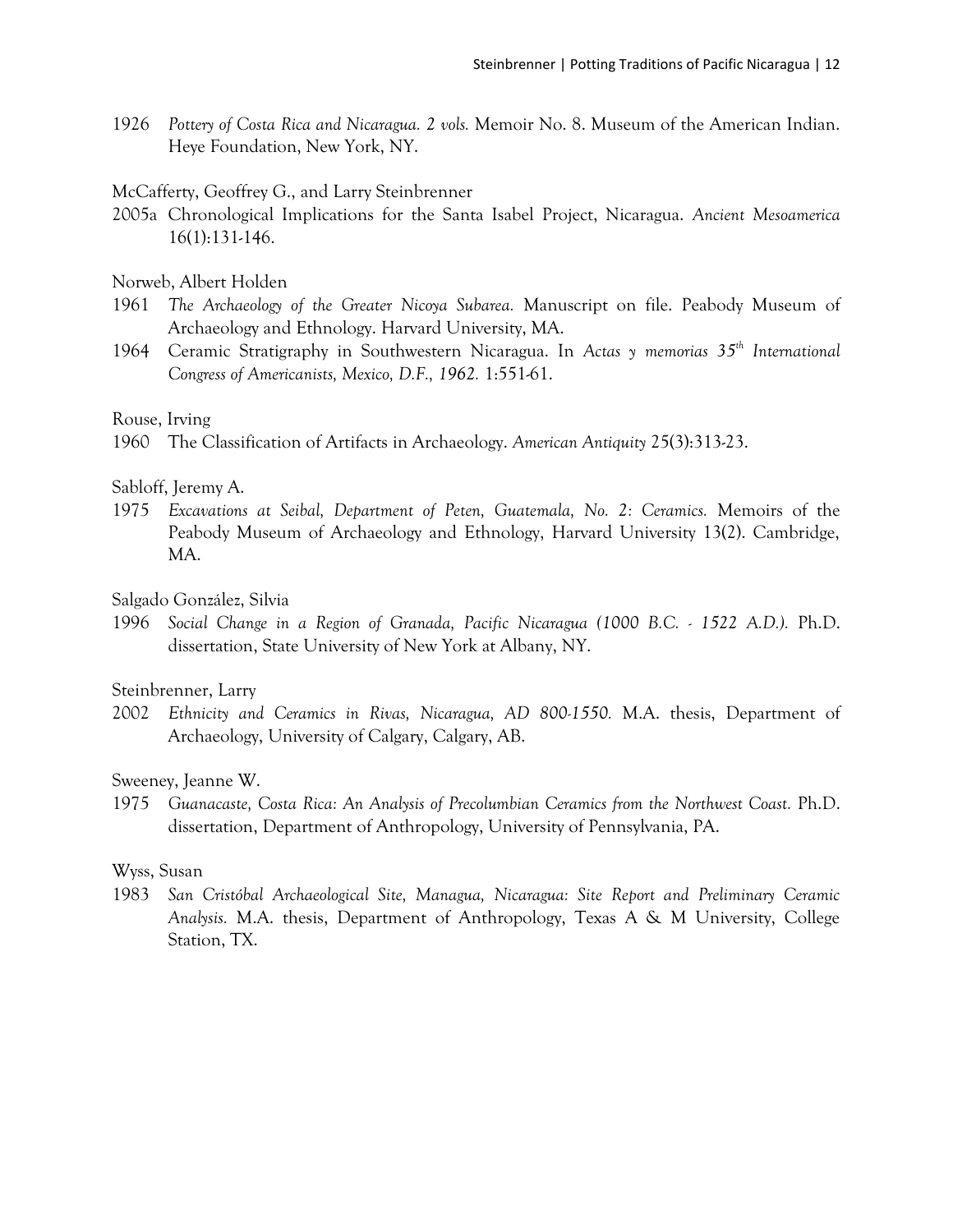1926 *Pottery of Costa Rica and Nicaragua. 2 vols.* Memoir No. 8. Museum of the American Indian. Heye Foundation, New York, NY.

McCafferty, Geoffrey G., and Larry Steinbrenner

2005a Chronological Implications for the Santa Isabel Project, Nicaragua. *Ancient Mesoamerica* 16(1):131-146.

Norweb, Albert Holden

1961 *The Archaeology of the Greater Nicoya Subarea.* Manuscript on file. Peabody Museum of Archaeology and Ethnology. Harvard University, MA.

1964 Ceramic Stratigraphy in Southwestern Nicaragua. In *Actas y memorias 35th International Congress of Americanists, Mexico, D.F., 1962.* 1:551-61.

Rouse, Irving

1960 The Classification of Artifacts in Archaeology. *American Antiquity* 25(3):313-23.

Sabloff, Jeremy A.

1975 *Excavations at Seibal, Department of Peten, Guatemala, No. 2: Ceramics.* Memoirs of the Peabody Museum of Archaeology and Ethnology, Harvard University 13(2). Cambridge, MA.

Salgado González, Silvia

1996 *Social Change in a Region of Granada, Pacific Nicaragua (1000 B.C. - 1522 A.D.).* Ph.D. dissertation, State University of New York at Albany, NY.

Steinbrenner, Larry

2002 *Ethnicity and Ceramics in Rivas, Nicaragua, AD 800-1550.* M.A. thesis, Department of Archaeology, University of Calgary, Calgary, AB.

Sweeney, Jeanne W.

1975 *Guanacaste, Costa Rica: An Analysis of Precolumbian Ceramics from the Northwest Coast.* Ph.D. dissertation, Department of Anthropology, University of Pennsylvania, PA.

Wyss, Susan

1983 *San Cristóbal Archaeological Site, Managua, Nicaragua: Site Report and Preliminary Ceramic Analysis.* M.A. thesis, Department of Anthropology, Texas A & M University, College Station, TX.